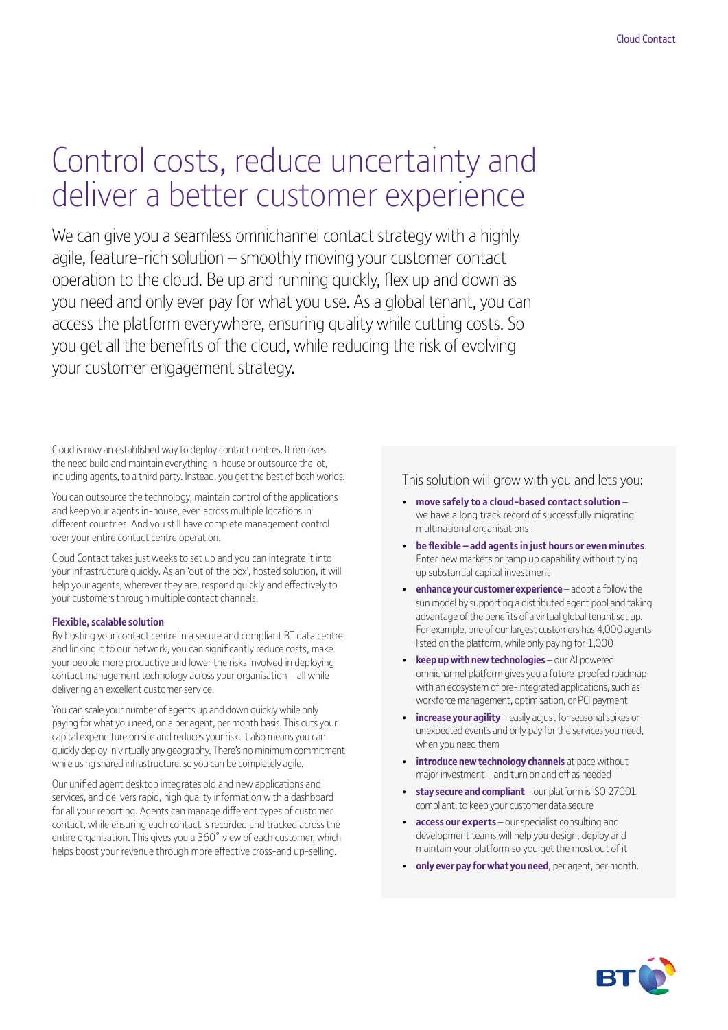# Control costs, reduce uncertainty and deliver a better customer experience

We can give you a seamless omnichannel contact strategy with a highly agile, feature-rich solution – smoothly moving your customer contact operation to the cloud. Be up and running quickly, flex up and down as you need and only ever pay for what you use. As a global tenant, you can access the platform everywhere, ensuring quality while cutting costs. So you get all the benefits of the cloud, while reducing the risk of evolving your customer engagement strategy.

Cloud is now an established way to deploy contact centres. It removes the need build and maintain everything in-house or outsource the lot, including agents, to a third party. Instead, you get the best of both worlds.

You can outsource the technology, maintain control of the applications and keep your agents in-house, even across multiple locations in different countries. And you still have complete management control over your entire contact centre operation.

Cloud Contact takes just weeks to set up and you can integrate it into your infrastructure quickly. As an 'out of the box', hosted solution, it will help your agents, wherever they are, respond quickly and effectively to your customers through multiple contact channels.

**Flexible, scalable solution**

By hosting your contact centre in a secure and compliant BT data centre and linking it to our network, you can significantly reduce costs, make your people more productive and lower the risks involved in deploying contact management technology across your organisation – all while delivering an excellent customer service.

You can scale your number of agents up and down quickly while only paying for what you need, on a per agent, per month basis. This cuts your capital expenditure on site and reduces your risk. It also means you can quickly deploy in virtually any geography. There's no minimum commitment while using shared infrastructure, so you can be completely agile.

Our unified agent desktop integrates old and new applications and services, and delivers rapid, high quality information with a dashboard for all your reporting. Agents can manage different types of customer contact, while ensuring each contact is recorded and tracked across the entire organisation. This gives you a 360° view of each customer, which helps boost your revenue through more effective cross-and up-selling.

This solution will grow with you and lets you:

- **move safely to a cloud-based contact solution** – we have a long track record of successfully migrating multinational organisations
- **be flexible – add agents in just hours or even minutes**. Enter new markets or ramp up capability without tying up substantial capital investment
- **enhance your customer experience** – adopt a follow the sun model by supporting a distributed agent pool and taking advantage of the benefits of a virtual global tenant set up. For example, one of our largest customers has 4,000 agents listed on the platform, while only paying for 1,000
- **keep up with new technologies** – our AI powered omnichannel platform gives you a future-proofed roadmap with an ecosystem of pre-integrated applications, such as workforce management, optimisation, or PCI payment
- **increase your agility** – easily adjust for seasonal spikes or unexpected events and only pay for the services you need, when you need them
- **introduce new technology channels** at pace without major investment – and turn on and off as needed
- **stay secure and compliant** – our platform is ISO 27001 compliant, to keep your customer data secure
- **access our experts** – our specialist consulting and development teams will help you design, deploy and maintain your platform so you get the most out of it
- **only ever pay for what you need**, per agent, per month.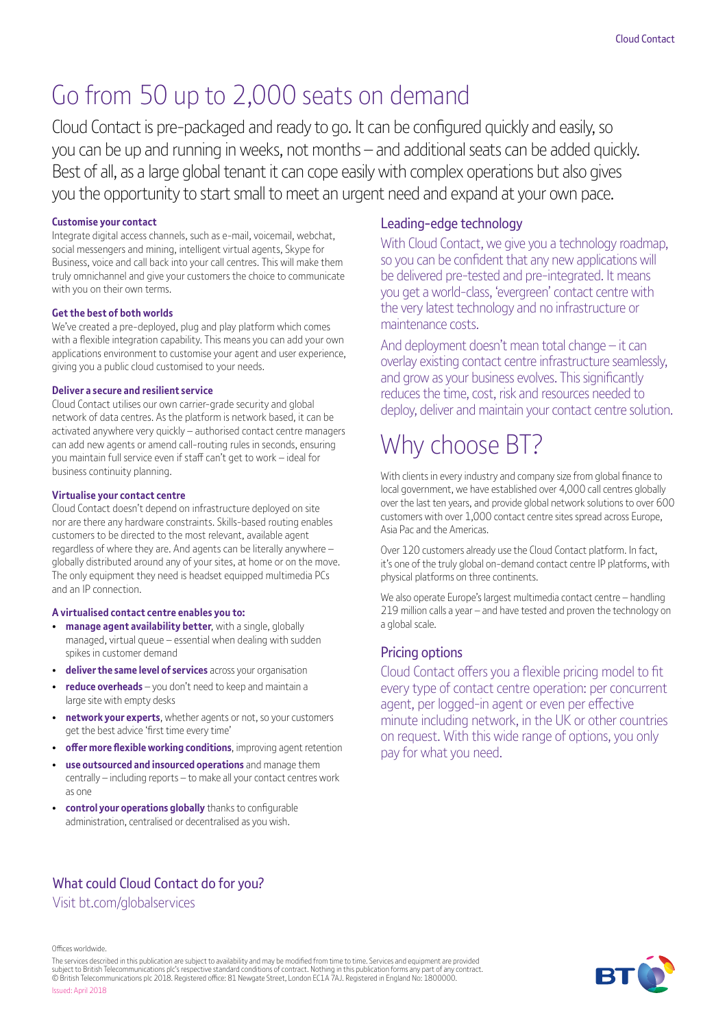# Go from 50 up to 2,000 seats on demand

Cloud Contact is pre-packaged and ready to go. It can be configured quickly and easily, so you can be up and running in weeks, not months – and additional seats can be added quickly. Best of all, as a large global tenant it can cope easily with complex operations but also gives you the opportunity to start small to meet an urgent need and expand at your own pace.

### Customise your contact

Integrate digital access channels, such as e-mail, voicemail, webchat, social messengers and mining, intelligent virtual agents, Skype for Business, voice and call back into your call centres. This will make them truly omnichannel and give your customers the choice to communicate with you on their own terms.

### Get the best of both worlds

We've created a pre-deployed, plug and play platform which comes with a flexible integration capability. This means you can add your own applications environment to customise your agent and user experience, giving you a public cloud customised to your needs.

### Deliver a secure and resilient service

Cloud Contact utilises our own carrier-grade security and global network of data centres. As the platform is network based, it can be activated anywhere very quickly – authorised contact centre managers can add new agents or amend call-routing rules in seconds, ensuring you maintain full service even if staff can't get to work – ideal for business continuity planning.

### Virtualise your contact centre

Cloud Contact doesn't depend on infrastructure deployed on site nor are there any hardware constraints. Skills-based routing enables customers to be directed to the most relevant, available agent regardless of where they are. And agents can be literally anywhere – globally distributed around any of your sites, at home or on the move. The only equipment they need is headset equipped multimedia PCs and an IP connection.

### A virtualised contact centre enables you to:

- **manage agent availability better**, with a single, globally managed, virtual queue – essential when dealing with sudden spikes in customer demand
- **deliver the same level of services** across your organisation
- **reduce overheads** – you don't need to keep and maintain a large site with empty desks
- **network your experts**, whether agents or not, so your customers get the best advice 'first time every time'
- **offer more flexible working conditions**, improving agent retention
- **use outsourced and insourced operations** and manage them centrally – including reports – to make all your contact centres work as one
- **control your operations globally** thanks to configurable administration, centralised or decentralised as you wish.

## Leading-edge technology

With Cloud Contact, we give you a technology roadmap, so you can be confident that any new applications will be delivered pre-tested and pre-integrated. It means you get a world-class, 'evergreen' contact centre with the very latest technology and no infrastructure or maintenance costs.

And deployment doesn't mean total change – it can overlay existing contact centre infrastructure seamlessly, and grow as your business evolves. This significantly reduces the time, cost, risk and resources needed to deploy, deliver and maintain your contact centre solution.

# Why choose BT?

With clients in every industry and company size from global finance to local government, we have established over 4,000 call centres globally over the last ten years, and provide global network solutions to over 600 customers with over 1,000 contact centre sites spread across Europe, Asia Pac and the Americas.

Over 120 customers already use the Cloud Contact platform. In fact, it's one of the truly global on-demand contact centre IP platforms, with physical platforms on three continents.

We also operate Europe's largest multimedia contact centre – handling 219 million calls a year – and have tested and proven the technology on a global scale.

## Pricing options

Cloud Contact offers you a flexible pricing model to fit every type of contact centre operation: per concurrent agent, per logged-in agent or even per effective minute including network, in the UK or other countries on request. With this wide range of options, you only pay for what you need.

## What could Cloud Contact do for you?

Visit bt.com/globalservices

Offices worldwide.

The services described in this publication are subject to availability and may be modified from time to time. Services and equipment are provided subject to British Telecommunications plc's respective standard conditions of contract. Nothing in this publication forms any part of any contract.
© British Telecommunications plc 2018. Registered office: 81 Newgate Street, London EC1A 7AJ. Registered in England No: 1800000.

Issued: April 2018